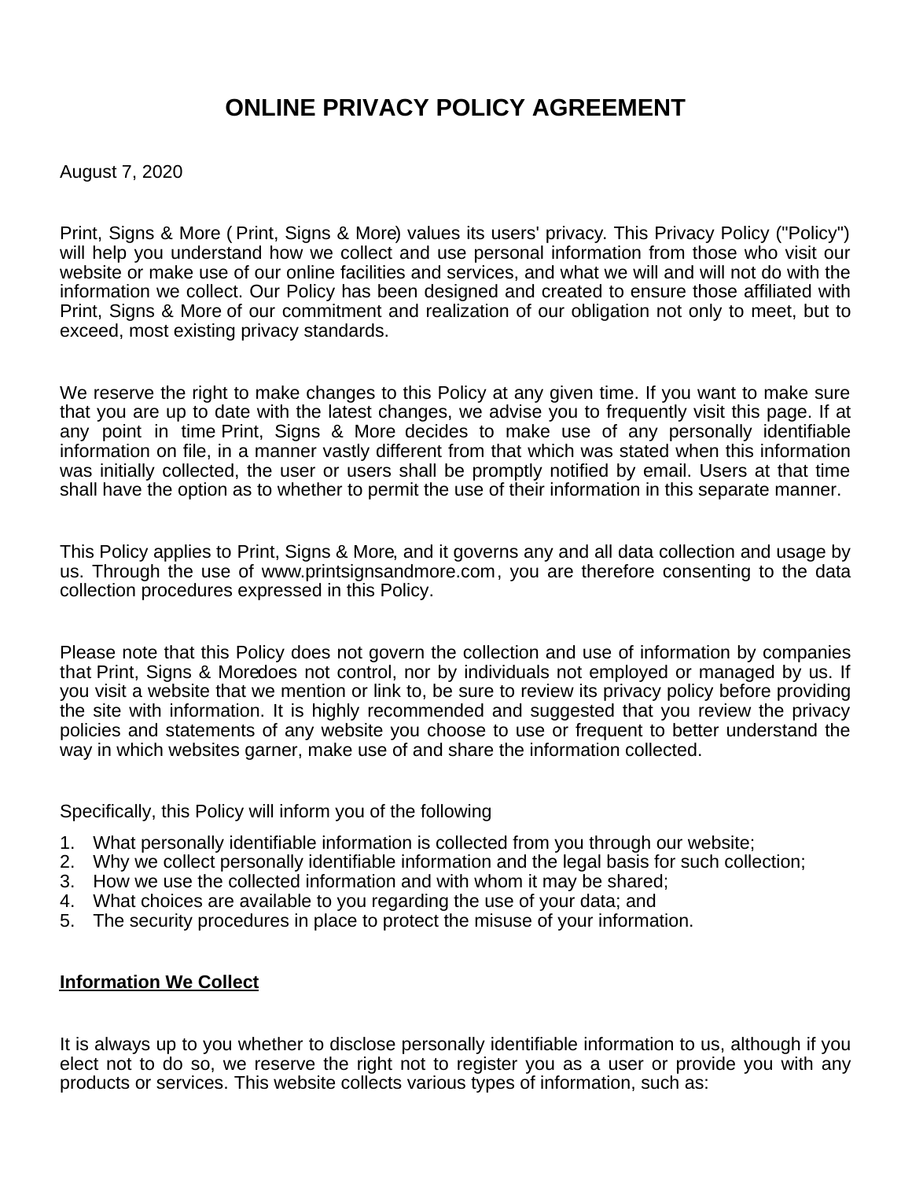# ONLINE PRIVACY POLICY AGREEMENT

August 7, 2020

Print, Signs & More ( Print, Signs & More) values its users' privacy. This Privacy Policy ("Policy") will help you understand how we collect and use personal information from those who visit our website or make use of our online facilities and services, and what we will and will not do with the information we collect. Our Policy has been designed and created to ensure those affiliated with Print, Signs & More of our commitment and realization of our obligation not only to meet, but to exceed, most existing privacy standards.

We reserve the right to make changes to this Policy at any given time. If you want to make sure that you are up to date with the latest changes, we advise you to frequently visit this page. If at any point in time Print, Signs & More decides to make use of any personally identifiable information on file, in a manner vastly different from that which was stated when this information was initially collected, the user or users shall be promptly notified by email. Users at that time shall have the option as to whether to permit the use of their information in this separate manner.

This Policy applies to Print, Signs & More, and it governs any and all data collection and usage by us. Through the use of www.printsignsandmore.com, you are therefore consenting to the data collection procedures expressed in this Policy.

Please note that this Policy does not govern the collection and use of information by companies that Print, Signs & Moredoes not control, nor by individuals not employed or managed by us. If you visit a website that we mention or link to, be sure to review its privacy policy before providing the site with information. It is highly recommended and suggested that you review the privacy policies and statements of any website you choose to use or frequent to better understand the way in which websites garner, make use of and share the information collected.

Specifically, this Policy will inform you of the following

1. What personally identifiable information is collected from you through our website;
2. Why we collect personally identifiable information and the legal basis for such collection;
3. How we use the collected information and with whom it may be shared;
4. What choices are available to you regarding the use of your data; and
5. The security procedures in place to protect the misuse of your information.

**Information We Collect**

It is always up to you whether to disclose personally identifiable information to us, although if you elect not to do so, we reserve the right not to register you as a user or provide you with any products or services. This website collects various types of information, such as: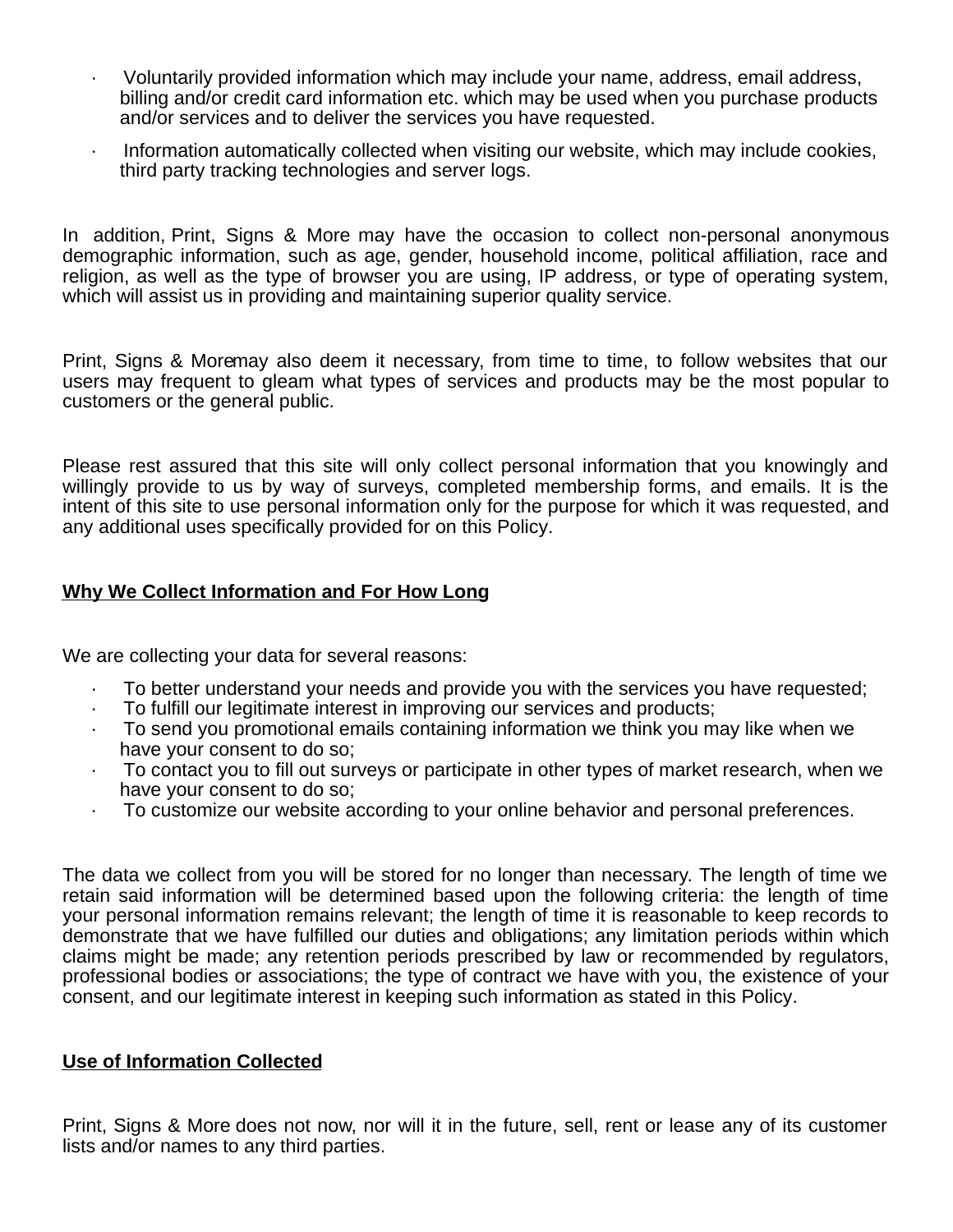- Voluntarily provided information which may include your name, address, email address, billing and/or credit card information etc. which may be used when you purchase products and/or services and to deliver the services you have requested.
- Information automatically collected when visiting our website, which may include cookies, third party tracking technologies and server logs.

In addition, Print, Signs & More may have the occasion to collect non-personal anonymous demographic information, such as age, gender, household income, political affiliation, race and religion, as well as the type of browser you are using, IP address, or type of operating system, which will assist us in providing and maintaining superior quality service.

Print, Signs & Moremay also deem it necessary, from time to time, to follow websites that our users may frequent to gleam what types of services and products may be the most popular to customers or the general public.

Please rest assured that this site will only collect personal information that you knowingly and willingly provide to us by way of surveys, completed membership forms, and emails. It is the intent of this site to use personal information only for the purpose for which it was requested, and any additional uses specifically provided for on this Policy.

## Why We Collect Information and For How Long

We are collecting your data for several reasons:

- To better understand your needs and provide you with the services you have requested;
- To fulfill our legitimate interest in improving our services and products;
- To send you promotional emails containing information we think you may like when we have your consent to do so;
- To contact you to fill out surveys or participate in other types of market research, when we have your consent to do so;
- To customize our website according to your online behavior and personal preferences.

The data we collect from you will be stored for no longer than necessary. The length of time we retain said information will be determined based upon the following criteria: the length of time your personal information remains relevant; the length of time it is reasonable to keep records to demonstrate that we have fulfilled our duties and obligations; any limitation periods within which claims might be made; any retention periods prescribed by law or recommended by regulators, professional bodies or associations; the type of contract we have with you, the existence of your consent, and our legitimate interest in keeping such information as stated in this Policy.

## Use of Information Collected

Print, Signs & More does not now, nor will it in the future, sell, rent or lease any of its customer lists and/or names to any third parties.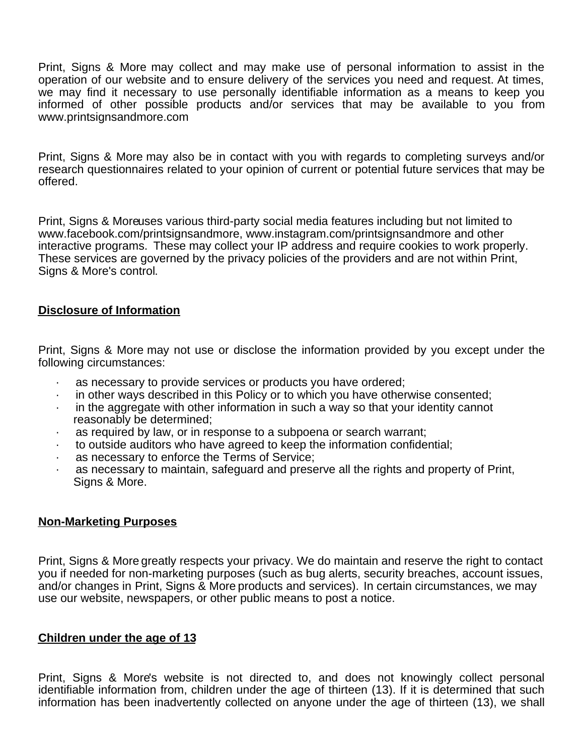Print, Signs & More may collect and may make use of personal information to assist in the operation of our website and to ensure delivery of the services you need and request. At times, we may find it necessary to use personally identifiable information as a means to keep you informed of other possible products and/or services that may be available to you from www.printsignsandmore.com

Print, Signs & More may also be in contact with you with regards to completing surveys and/or research questionnaires related to your opinion of current or potential future services that may be offered.

Print, Signs & Moreuses various third-party social media features including but not limited to www.facebook.com/printsignsandmore, www.instagram.com/printsignsandmore and other interactive programs. These may collect your IP address and require cookies to work properly. These services are governed by the privacy policies of the providers and are not within Print, Signs & More's control.

**Disclosure of Information**

Print, Signs & More may not use or disclose the information provided by you except under the following circumstances:

- as necessary to provide services or products you have ordered;
- in other ways described in this Policy or to which you have otherwise consented;
- in the aggregate with other information in such a way so that your identity cannot reasonably be determined;
- as required by law, or in response to a subpoena or search warrant;
- to outside auditors who have agreed to keep the information confidential;
- as necessary to enforce the Terms of Service;
- as necessary to maintain, safeguard and preserve all the rights and property of Print, Signs & More.

**Non-Marketing Purposes**

Print, Signs & More greatly respects your privacy. We do maintain and reserve the right to contact you if needed for non-marketing purposes (such as bug alerts, security breaches, account issues, and/or changes in Print, Signs & More products and services). In certain circumstances, we may use our website, newspapers, or other public means to post a notice.

**Children under the age of 13**

Print, Signs & More's website is not directed to, and does not knowingly collect personal identifiable information from, children under the age of thirteen (13). If it is determined that such information has been inadvertently collected on anyone under the age of thirteen (13), we shall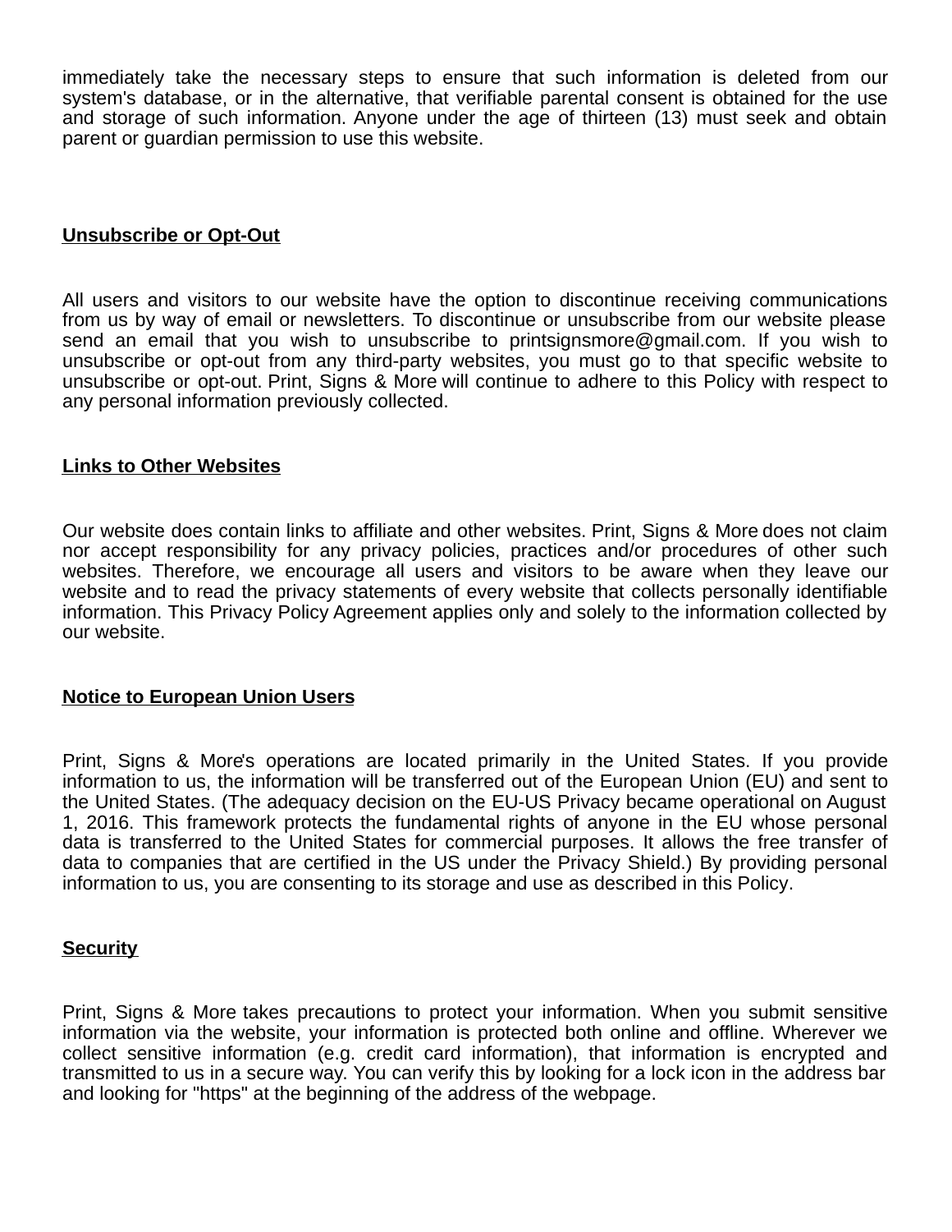immediately take the necessary steps to ensure that such information is deleted from our system's database, or in the alternative, that verifiable parental consent is obtained for the use and storage of such information. Anyone under the age of thirteen (13) must seek and obtain parent or guardian permission to use this website.

## Unsubscribe or Opt-Out

All users and visitors to our website have the option to discontinue receiving communications from us by way of email or newsletters. To discontinue or unsubscribe from our website please send an email that you wish to unsubscribe to printsignsmore@gmail.com. If you wish to unsubscribe or opt-out from any third-party websites, you must go to that specific website to unsubscribe or opt-out. Print, Signs & More will continue to adhere to this Policy with respect to any personal information previously collected.

## Links to Other Websites

Our website does contain links to affiliate and other websites. Print, Signs & More does not claim nor accept responsibility for any privacy policies, practices and/or procedures of other such websites. Therefore, we encourage all users and visitors to be aware when they leave our website and to read the privacy statements of every website that collects personally identifiable information. This Privacy Policy Agreement applies only and solely to the information collected by our website.

## Notice to European Union Users

Print, Signs & More's operations are located primarily in the United States. If you provide information to us, the information will be transferred out of the European Union (EU) and sent to the United States. (The adequacy decision on the EU-US Privacy became operational on August 1, 2016. This framework protects the fundamental rights of anyone in the EU whose personal data is transferred to the United States for commercial purposes. It allows the free transfer of data to companies that are certified in the US under the Privacy Shield.) By providing personal information to us, you are consenting to its storage and use as described in this Policy.

## Security

Print, Signs & More takes precautions to protect your information. When you submit sensitive information via the website, your information is protected both online and offline. Wherever we collect sensitive information (e.g. credit card information), that information is encrypted and transmitted to us in a secure way. You can verify this by looking for a lock icon in the address bar and looking for "https" at the beginning of the address of the webpage.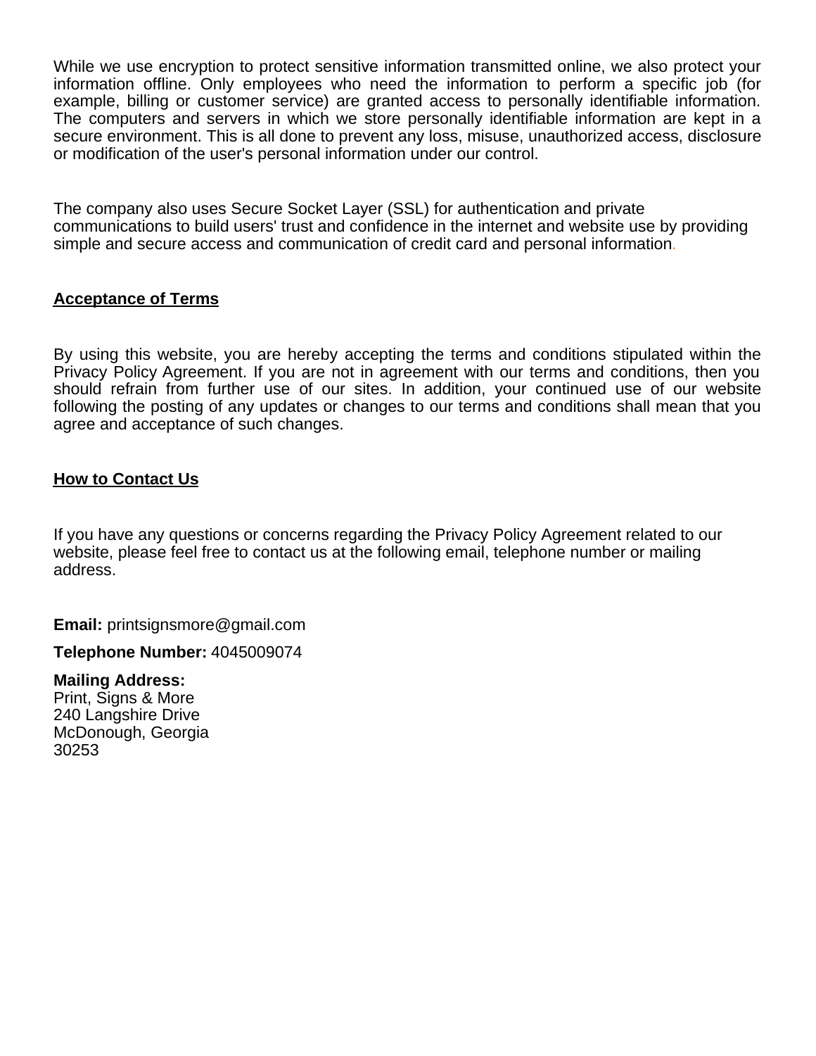While we use encryption to protect sensitive information transmitted online, we also protect your information offline. Only employees who need the information to perform a specific job (for example, billing or customer service) are granted access to personally identifiable information. The computers and servers in which we store personally identifiable information are kept in a secure environment. This is all done to prevent any loss, misuse, unauthorized access, disclosure or modification of the user's personal information under our control.

The company also uses Secure Socket Layer (SSL) for authentication and private communications to build users' trust and confidence in the internet and website use by providing simple and secure access and communication of credit card and personal information.

## Acceptance of Terms

By using this website, you are hereby accepting the terms and conditions stipulated within the Privacy Policy Agreement. If you are not in agreement with our terms and conditions, then you should refrain from further use of our sites. In addition, your continued use of our website following the posting of any updates or changes to our terms and conditions shall mean that you agree and acceptance of such changes.

## How to Contact Us

If you have any questions or concerns regarding the Privacy Policy Agreement related to our website, please feel free to contact us at the following email, telephone number or mailing address.

**Email:** printsignsmore@gmail.com

**Telephone Number:** 4045009074

**Mailing Address:**
Print, Signs & More
240 Langshire Drive
McDonough, Georgia
30253